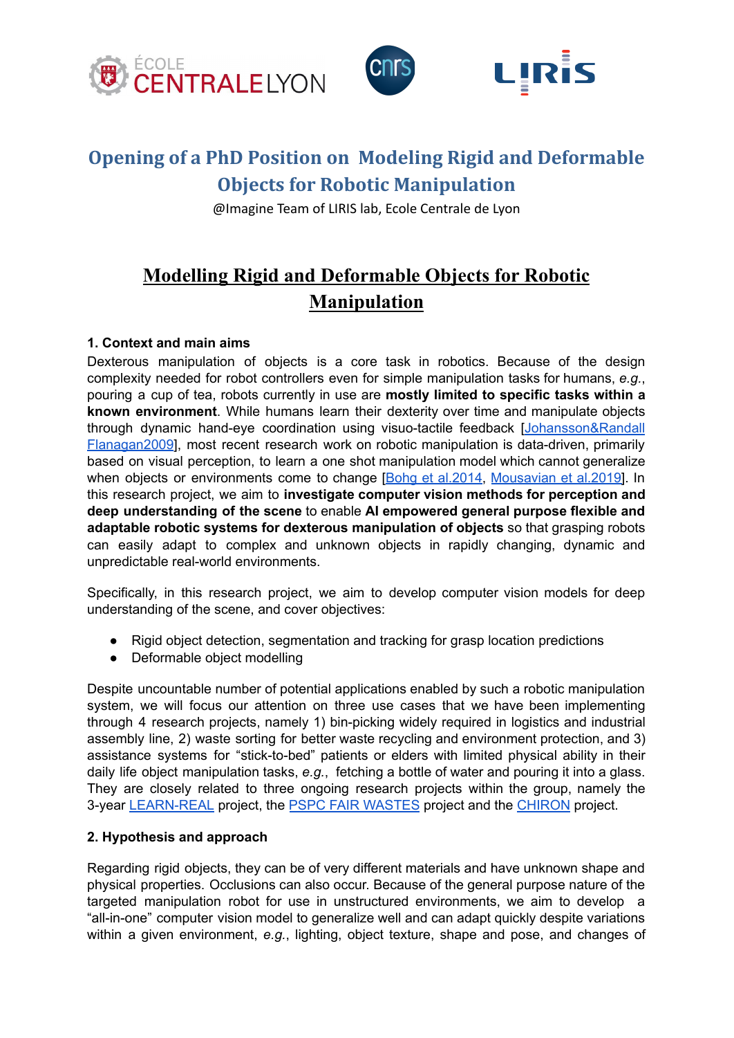# Opening of a PhD Position on Modeling Rigid and Deformable Objects for Robotic Manipulation

@Imagine Team of LIRIS lab, Ecole Centrale de Lyon

## Modelling Rigid and Deformable Objects for Robotic Manipulation

### 1. Context and main aims

Dexterous manipulation of objects is a core task in robotics. Because of the design complexity needed for robot controllers even for simple manipulation tasks for humans, *e.g.*, pouring a cup of tea, robots currently in use are **mostly limited to specific tasks within a known environment**. While humans learn their dexterity over time and manipulate objects through dynamic hand-eye coordination using visuo-tactile feedback [Johansson&Randall Flanagan2009], most recent research work on robotic manipulation is data-driven, primarily based on visual perception, to learn a one shot manipulation model which cannot generalize when objects or environments come to change [Bohg et al.2014, Mousavian et al.2019]. In this research project, we aim to **investigate computer vision methods for perception and deep understanding of the scene** to enable **AI empowered general purpose flexible and adaptable robotic systems for dexterous manipulation of objects** so that grasping robots can easily adapt to complex and unknown objects in rapidly changing, dynamic and unpredictable real-world environments.

Specifically, in this research project, we aim to develop computer vision models for deep understanding of the scene, and cover objectives:

- Rigid object detection, segmentation and tracking for grasp location predictions
- Deformable object modelling

Despite uncountable number of potential applications enabled by such a robotic manipulation system, we will focus our attention on three use cases that we have been implementing through 4 research projects, namely 1) bin-picking widely required in logistics and industrial assembly line, 2) waste sorting for better waste recycling and environment protection, and 3) assistance systems for “stick-to-bed” patients or elders with limited physical ability in their daily life object manipulation tasks, *e.g.*, fetching a bottle of water and pouring it into a glass. They are closely related to three ongoing research projects within the group, namely the 3-year LEARN-REAL project, the PSPC FAIR WASTES project and the CHIRON project.

### 2. Hypothesis and approach

Regarding rigid objects, they can be of very different materials and have unknown shape and physical properties. Occlusions can also occur. Because of the general purpose nature of the targeted manipulation robot for use in unstructured environments, we aim to develop a “all-in-one” computer vision model to generalize well and can adapt quickly despite variations within a given environment, *e.g.*, lighting, object texture, shape and pose, and changes of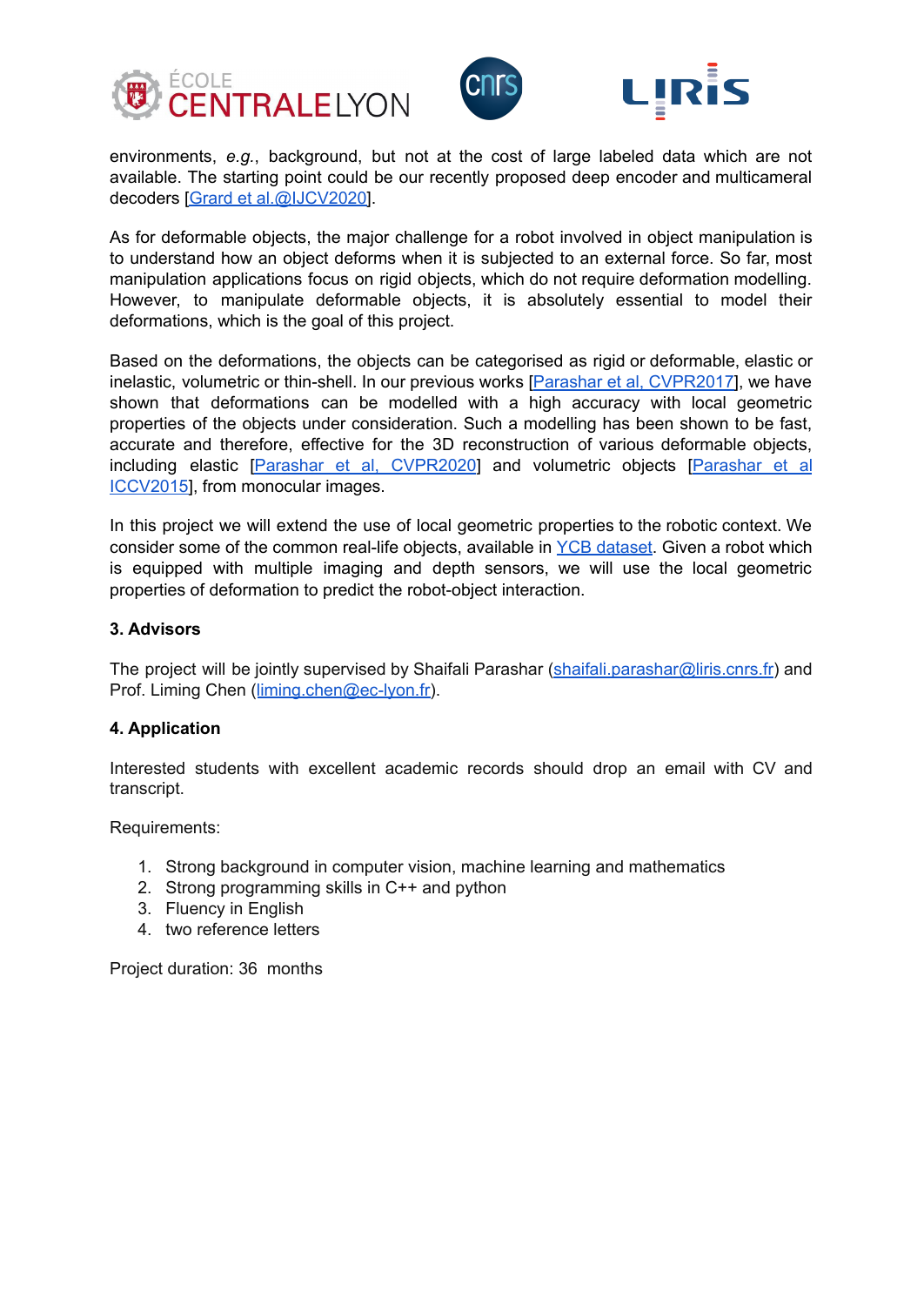environments, *e.g.*, background, but not at the cost of large labeled data which are not available. The starting point could be our recently proposed deep encoder and multicameral decoders [Grard et al.@IJCV2020].

As for deformable objects, the major challenge for a robot involved in object manipulation is to understand how an object deforms when it is subjected to an external force. So far, most manipulation applications focus on rigid objects, which do not require deformation modelling. However, to manipulate deformable objects, it is absolutely essential to model their deformations, which is the goal of this project.

Based on the deformations, the objects can be categorised as rigid or deformable, elastic or inelastic, volumetric or thin-shell. In our previous works [Parashar et al, CVPR2017], we have shown that deformations can be modelled with a high accuracy with local geometric properties of the objects under consideration. Such a modelling has been shown to be fast, accurate and therefore, effective for the 3D reconstruction of various deformable objects, including elastic [Parashar et al, CVPR2020] and volumetric objects [Parashar et al ICCV2015], from monocular images.

In this project we will extend the use of local geometric properties to the robotic context. We consider some of the common real-life objects, available in YCB dataset. Given a robot which is equipped with multiple imaging and depth sensors, we will use the local geometric properties of deformation to predict the robot-object interaction.

### 3. Advisors

The project will be jointly supervised by Shaifali Parashar (shaifali.parashar@liris.cnrs.fr) and Prof. Liming Chen (liming.chen@ec-lyon.fr).

### 4. Application

Interested students with excellent academic records should drop an email with CV and transcript.

Requirements:

1. Strong background in computer vision, machine learning and mathematics
2. Strong programming skills in C++ and python
3. Fluency in English
4. two reference letters

Project duration: 36 months